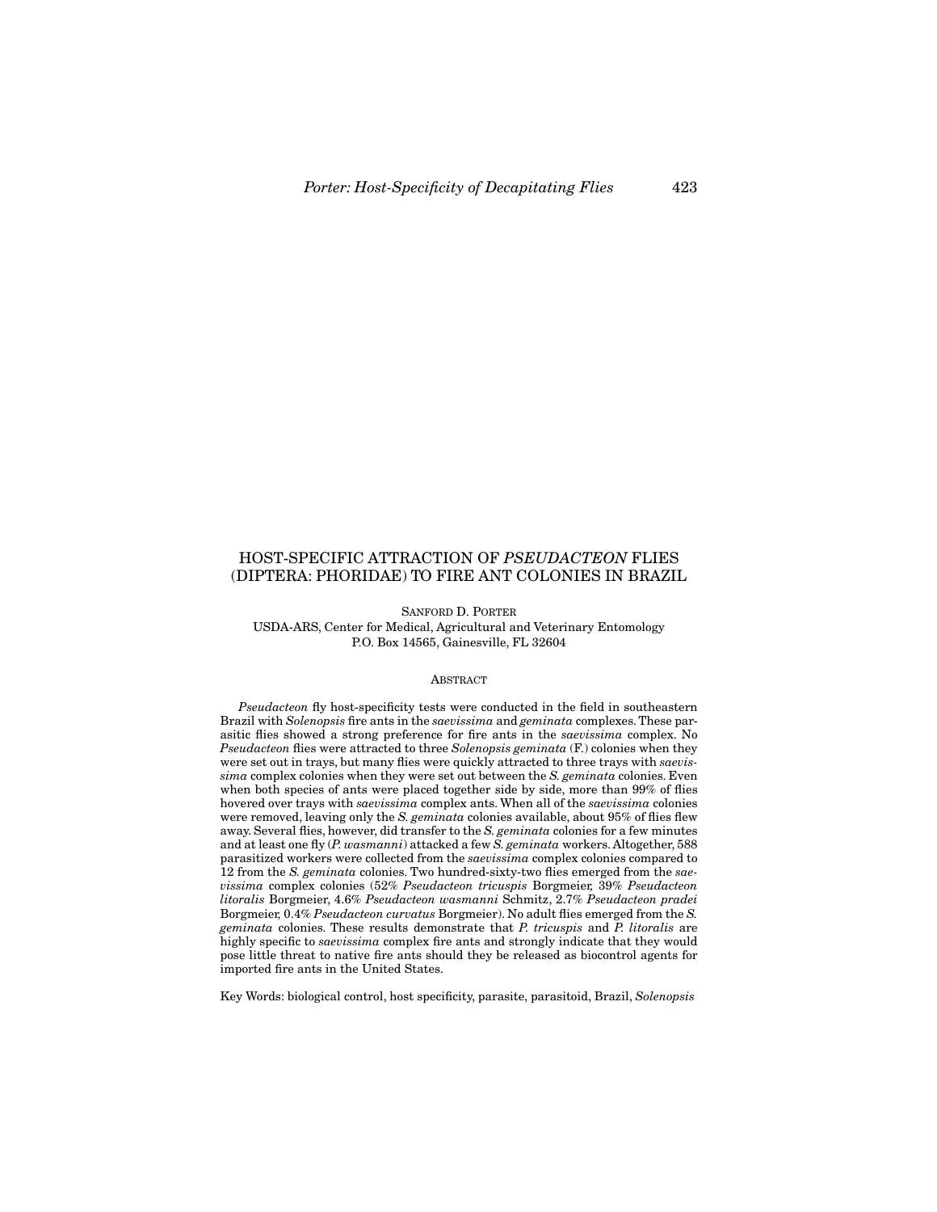# HOST-SPECIFIC ATTRACTION OF *PSEUDACTEON* FLIES (DIPTERA: PHORIDAE) TO FIRE ANT COLONIES IN BRAZIL

SANFORD D. PORTER
USDA-ARS, Center for Medical, Agricultural and Veterinary Entomology
P.O. Box 14565, Gainesville, FL 32604

## ABSTRACT

*Pseudacteon* fly host-specificity tests were conducted in the field in southeastern Brazil with *Solenopsis* fire ants in the *saevissima* and *geminata* complexes. These parasitic flies showed a strong preference for fire ants in the *saevissima* complex. No *Pseudacteon* flies were attracted to three *Solenopsis geminata* (F.) colonies when they were set out in trays, but many flies were quickly attracted to three trays with *saevissima* complex colonies when they were set out between the *S. geminata* colonies. Even when both species of ants were placed together side by side, more than 99% of flies hovered over trays with *saevissima* complex ants. When all of the *saevissima* colonies were removed, leaving only the *S. geminata* colonies available, about 95% of flies flew away. Several flies, however, did transfer to the *S. geminata* colonies for a few minutes and at least one fly (*P. wasmanni*) attacked a few *S. geminata* workers. Altogether, 588 parasitized workers were collected from the *saevissima* complex colonies compared to 12 from the *S. geminata* colonies. Two hundred-sixty-two flies emerged from the *saevissima* complex colonies (52% *Pseudacteon tricuspis* Borgmeier, 39% *Pseudacteon litoralis* Borgmeier, 4.6% *Pseudacteon wasmanni* Schmitz, 2.7% *Pseudacteon pradei* Borgmeier, 0.4% *Pseudacteon curvatus* Borgmeier). No adult flies emerged from the *S. geminata* colonies. These results demonstrate that *P. tricuspis* and *P. litoralis* are highly specific to *saevissima* complex fire ants and strongly indicate that they would pose little threat to native fire ants should they be released as biocontrol agents for imported fire ants in the United States.

Key Words: biological control, host specificity, parasite, parasitoid, Brazil, *Solenopsis*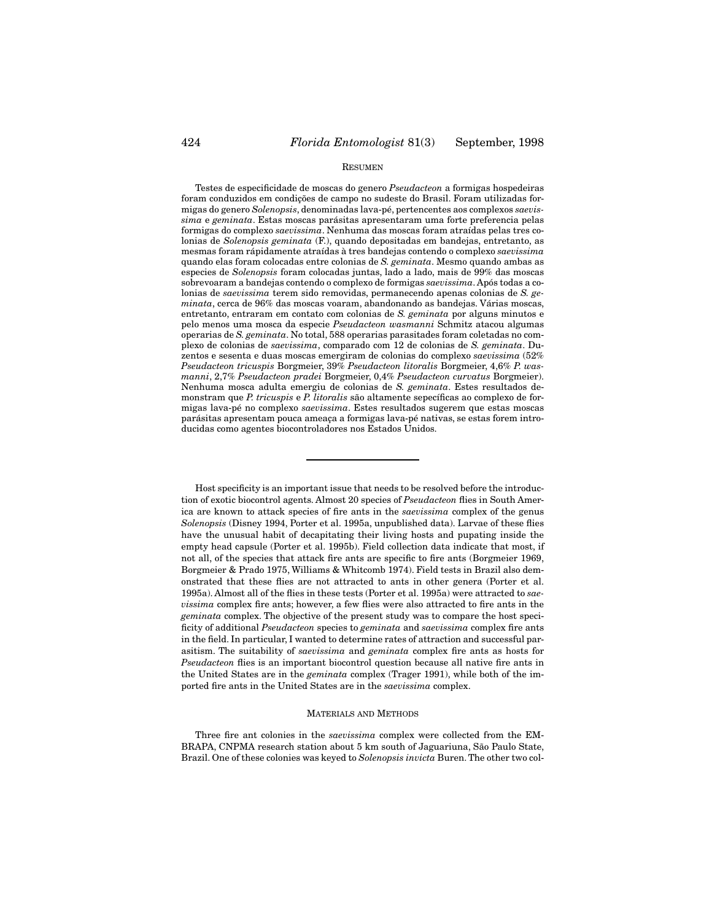## Resumen

Testes de especificidade de moscas do genero *Pseudacteon* a formigas hospedeiras foram conduzidos em condições de campo no sudeste do Brasil. Foram utilizadas formigas do genero *Solenopsis*, denominadas lava-pé, pertencentes aos complexos *saevissima* e *geminata*. Estas moscas parásitas apresentaram uma forte preferencia pelas formigas do complexo *saevissima*. Nenhuma das moscas foram atraídas pelas tres colonias de *Solenopsis geminata* (F.), quando depositadas em bandejas, entretanto, as mesmas foram rápidamente atraídas à tres bandejas contendo o complexo *saevissima* quando elas foram colocadas entre colonias de *S. geminata*. Mesmo quando ambas as especies de *Solenopsis* foram colocadas juntas, lado a lado, mais de 99% das moscas sobrevoaram a bandejas contendo o complexo de formigas *saevissima*. Após todas a colonias de *saevissima* terem sido removidas, permanecendo apenas colonias de *S. geminata*, cerca de 96% das moscas voaram, abandonando as bandejas. Várias moscas, entretanto, entraram em contato com colonias de *S. geminata* por alguns minutos e pelo menos uma mosca da especie *Pseudacteon wasmanni* Schmitz atacou algumas operarias de *S. geminata*. No total, 588 operarias parasitades foram coletadas no complexo de colonias de *saevissima*, comparado com 12 de colonias de *S. geminata*. Duzentos e sesenta e duas moscas emergiram de colonias do complexo *saevissima* (52% *Pseudacteon tricuspis* Borgmeier, 39% *Pseudacteon litoralis* Borgmeier, 4,6% *P. wasmanni*, 2,7% *Pseudacteon pradei* Borgmeier, 0,4% *Pseudacteon curvatus* Borgmeier). Nenhuma mosca adulta emergiu de colonias de *S. geminata*. Estes resultados demonstram que *P. tricuspis* e *P. litoralis* são altamente sepecíficas ao complexo de formigas lava-pé no complexo *saevissima*. Estes resultados sugerem que estas moscas parásitas apresentam pouca ameaça a formigas lava-pé nativas, se estas forem introducidas como agentes biocontroladores nos Estados Unidos.

---

Host specificity is an important issue that needs to be resolved before the introduction of exotic biocontrol agents. Almost 20 species of *Pseudacteon* flies in South America are known to attack species of fire ants in the *saevissima* complex of the genus *Solenopsis* (Disney 1994, Porter et al. 1995a, unpublished data). Larvae of these flies have the unusual habit of decapitating their living hosts and pupating inside the empty head capsule (Porter et al. 1995b). Field collection data indicate that most, if not all, of the species that attack fire ants are specific to fire ants (Borgmeier 1969, Borgmeier & Prado 1975, Williams & Whitcomb 1974). Field tests in Brazil also demonstrated that these flies are not attracted to ants in other genera (Porter et al. 1995a). Almost all of the flies in these tests (Porter et al. 1995a) were attracted to *saevissima* complex fire ants; however, a few flies were also attracted to fire ants in the *geminata* complex. The objective of the present study was to compare the host specificity of additional *Pseudacteon* species to *geminata* and *saevissima* complex fire ants in the field. In particular, I wanted to determine rates of attraction and successful parasitism. The suitability of *saevissima* and *geminata* complex fire ants as hosts for *Pseudacteon* flies is an important biocontrol question because all native fire ants in the United States are in the *geminata* complex (Trager 1991), while both of the imported fire ants in the United States are in the *saevissima* complex.

## Materials and Methods

Three fire ant colonies in the *saevissima* complex were collected from the EMBRAPA, CNPMA research station about 5 km south of Jaguariuna, São Paulo State, Brazil. One of these colonies was keyed to *Solenopsis invicta* Buren. The other two col-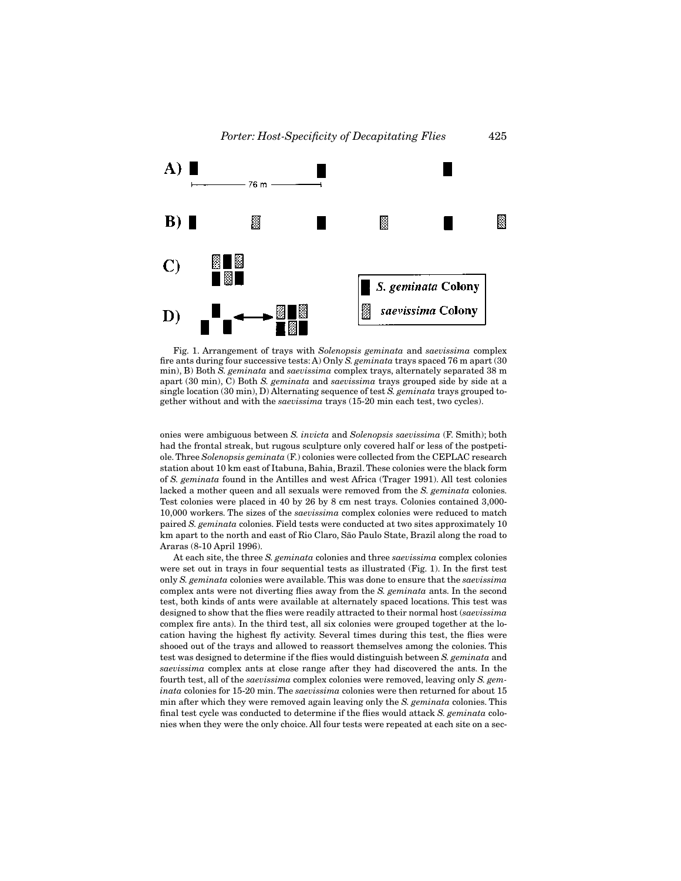Fig. 1. Arrangement of trays with *Solenopsis geminata* and *saevissima* complex fire ants during four successive tests: A) Only *S. geminata* trays spaced 76 m apart (30 min), B) Both *S. geminata* and *saevissima* complex trays, alternately separated 38 m apart (30 min), C) Both *S. geminata* and *saevissima* trays grouped side by side at a single location (30 min), D) Alternating sequence of test *S. geminata* trays grouped together without and with the *saevissima* trays (15-20 min each test, two cycles).

onies were ambiguous between *S. invicta* and *Solenopsis saevissima* (F. Smith); both had the frontal streak, but rugous sculpture only covered half or less of the postpetiole. Three *Solenopsis geminata* (F.) colonies were collected from the CEPLAC research station about 10 km east of Itabuna, Bahia, Brazil. These colonies were the black form of *S. geminata* found in the Antilles and west Africa (Trager 1991). All test colonies lacked a mother queen and all sexuals were removed from the *S. geminata* colonies. Test colonies were placed in 40 by 26 by 8 cm nest trays. Colonies contained 3,000-10,000 workers. The sizes of the *saevissima* complex colonies were reduced to match paired *S. geminata* colonies. Field tests were conducted at two sites approximately 10 km apart to the north and east of Rio Claro, São Paulo State, Brazil along the road to Araras (8-10 April 1996).

At each site, the three *S. geminata* colonies and three *saevissima* complex colonies were set out in trays in four sequential tests as illustrated (Fig. 1). In the first test only *S. geminata* colonies were available. This was done to ensure that the *saevissima* complex ants were not diverting flies away from the *S. geminata* ants. In the second test, both kinds of ants were available at alternately spaced locations. This test was designed to show that the flies were readily attracted to their normal host (*saevissima* complex fire ants). In the third test, all six colonies were grouped together at the location having the highest fly activity. Several times during this test, the flies were shooed out of the trays and allowed to reassort themselves among the colonies. This test was designed to determine if the flies would distinguish between *S. geminata* and *saevissima* complex ants at close range after they had discovered the ants. In the fourth test, all of the *saevissima* complex colonies were removed, leaving only *S. geminata* colonies for 15-20 min. The *saevissima* colonies were then returned for about 15 min after which they were removed again leaving only the *S. geminata* colonies. This final test cycle was conducted to determine if the flies would attack *S. geminata* colonies when they were the only choice. All four tests were repeated at each site on a sec-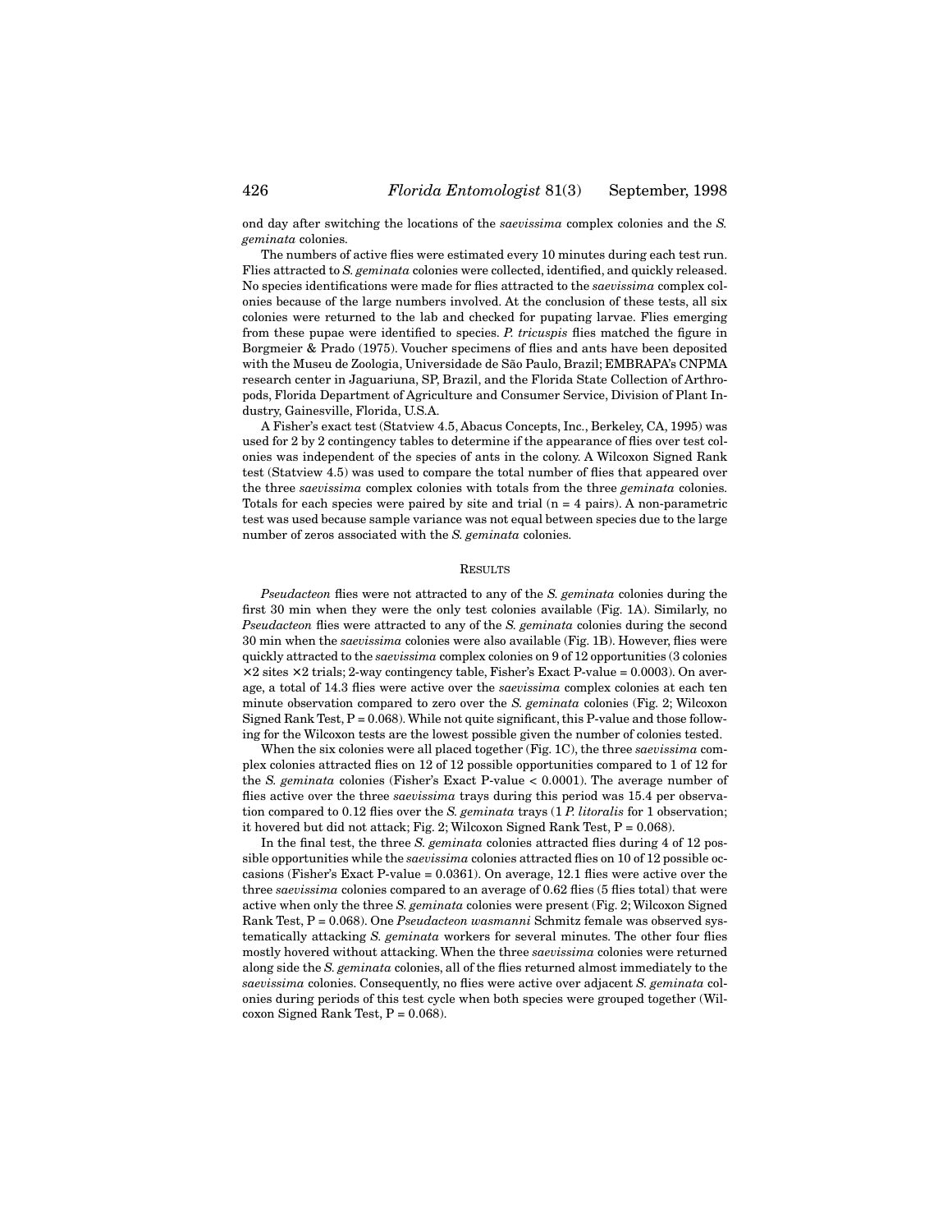ond day after switching the locations of the *saevissima* complex colonies and the *S. geminata* colonies.

The numbers of active flies were estimated every 10 minutes during each test run. Flies attracted to *S. geminata* colonies were collected, identified, and quickly released. No species identifications were made for flies attracted to the *saevissima* complex colonies because of the large numbers involved. At the conclusion of these tests, all six colonies were returned to the lab and checked for pupating larvae. Flies emerging from these pupae were identified to species. *P. tricuspis* flies matched the figure in Borgmeier & Prado (1975). Voucher specimens of flies and ants have been deposited with the Museu de Zoologia, Universidade de São Paulo, Brazil; EMBRAPA's CNPMA research center in Jaguariuna, SP, Brazil, and the Florida State Collection of Arthropods, Florida Department of Agriculture and Consumer Service, Division of Plant Industry, Gainesville, Florida, U.S.A.

A Fisher's exact test (Statview 4.5, Abacus Concepts, Inc., Berkeley, CA, 1995) was used for 2 by 2 contingency tables to determine if the appearance of flies over test colonies was independent of the species of ants in the colony. A Wilcoxon Signed Rank test (Statview 4.5) was used to compare the total number of flies that appeared over the three *saevissima* complex colonies with totals from the three *geminata* colonies. Totals for each species were paired by site and trial ($n = 4$ pairs). A non-parametric test was used because sample variance was not equal between species due to the large number of zeros associated with the *S. geminata* colonies.

## RESULTS

*Pseudacteon* flies were not attracted to any of the *S. geminata* colonies during the first 30 min when they were the only test colonies available (Fig. 1A). Similarly, no *Pseudacteon* flies were attracted to any of the *S. geminata* colonies during the second 30 min when the *saevissima* colonies were also available (Fig. 1B). However, flies were quickly attracted to the *saevissima* complex colonies on 9 of 12 opportunities (3 colonies $\times$2 sites $\times$2 trials; 2-way contingency table, Fisher's Exact P-value = 0.0003). On average, a total of 14.3 flies were active over the *saevissima* complex colonies at each ten minute observation compared to zero over the *S. geminata* colonies (Fig. 2; Wilcoxon Signed Rank Test, $P = 0.068$). While not quite significant, this P-value and those following for the Wilcoxon tests are the lowest possible given the number of colonies tested.

When the six colonies were all placed together (Fig. 1C), the three *saevissima* complex colonies attracted flies on 12 of 12 possible opportunities compared to 1 of 12 for the *S. geminata* colonies (Fisher's Exact P-value < 0.0001). The average number of flies active over the three *saevissima* trays during this period was 15.4 per observation compared to 0.12 flies over the *S. geminata* trays (1 *P. litoralis* for 1 observation; it hovered but did not attack; Fig. 2; Wilcoxon Signed Rank Test, $P = 0.068$).

In the final test, the three *S. geminata* colonies attracted flies during 4 of 12 possible opportunities while the *saevissima* colonies attracted flies on 10 of 12 possible occasions (Fisher's Exact P-value = 0.0361). On average, 12.1 flies were active over the three *saevissima* colonies compared to an average of 0.62 flies (5 flies total) that were active when only the three *S. geminata* colonies were present (Fig. 2; Wilcoxon Signed Rank Test, $P = 0.068$). One *Pseudacteon wasmanni* Schmitz female was observed systematically attacking *S. geminata* workers for several minutes. The other four flies mostly hovered without attacking. When the three *saevissima* colonies were returned along side the *S. geminata* colonies, all of the flies returned almost immediately to the *saevissima* colonies. Consequently, no flies were active over adjacent *S. geminata* colonies during periods of this test cycle when both species were grouped together (Wilcoxon Signed Rank Test, $P = 0.068$).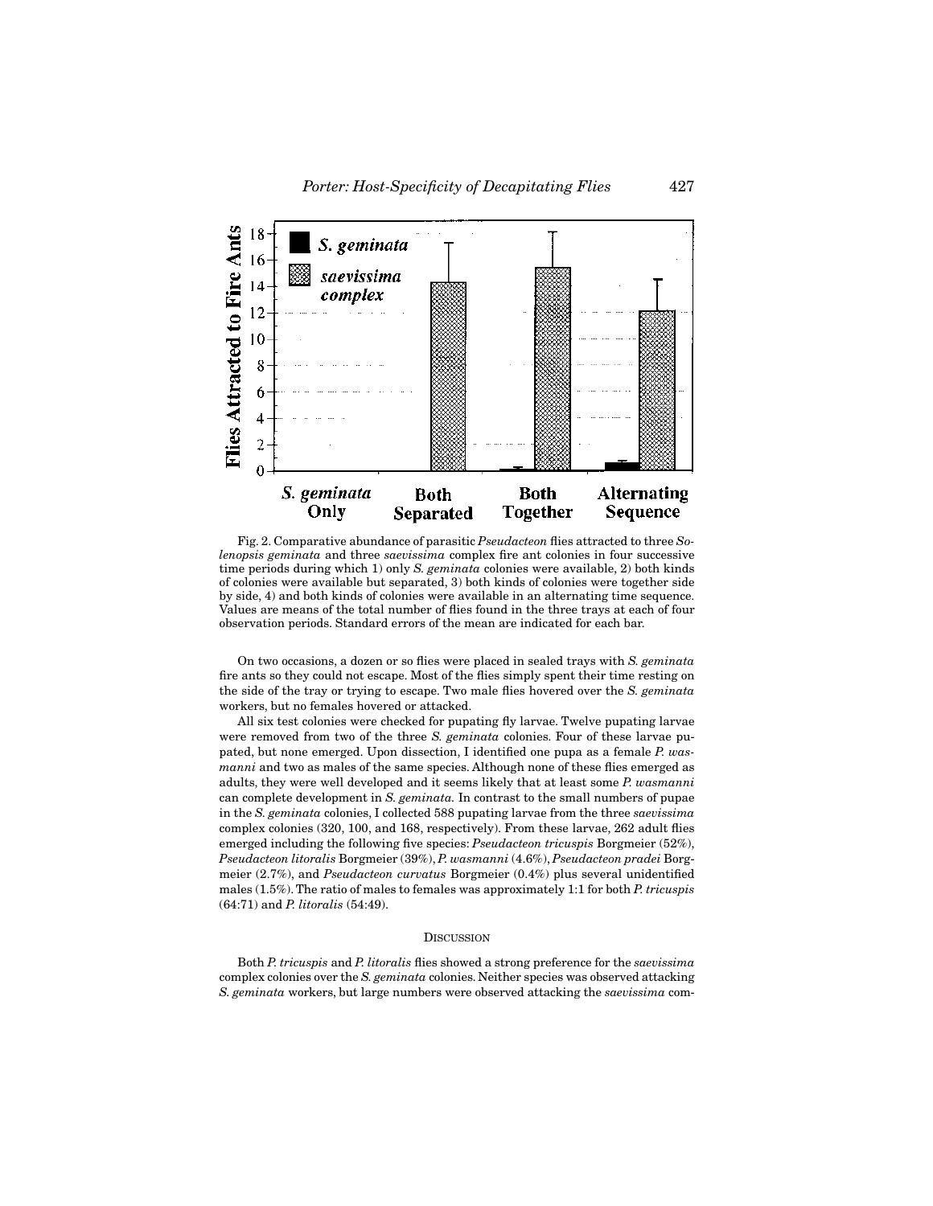Fig. 2. Comparative abundance of parasitic *Pseudacteon* flies attracted to three *Solenopsis geminata* and three *saevissima* complex fire ant colonies in four successive time periods during which 1) only *S. geminata* colonies were available, 2) both kinds of colonies were available but separated, 3) both kinds of colonies were together side by side, 4) and both kinds of colonies were available in an alternating time sequence. Values are means of the total number of flies found in the three trays at each of four observation periods. Standard errors of the mean are indicated for each bar.

On two occasions, a dozen or so flies were placed in sealed trays with *S. geminata* fire ants so they could not escape. Most of the flies simply spent their time resting on the side of the tray or trying to escape. Two male flies hovered over the *S. geminata* workers, but no females hovered or attacked.

All six test colonies were checked for pupating fly larvae. Twelve pupating larvae were removed from two of the three *S. geminata* colonies. Four of these larvae pupated, but none emerged. Upon dissection, I identified one pupa as a female *P. wasmanni* and two as males of the same species. Although none of these flies emerged as adults, they were well developed and it seems likely that at least some *P. wasmanni* can complete development in *S. geminata.* In contrast to the small numbers of pupae in the *S. geminata* colonies, I collected 588 pupating larvae from the three *saevissima* complex colonies (320, 100, and 168, respectively). From these larvae, 262 adult flies emerged including the following five species: *Pseudacteon tricuspis* Borgmeier (52%), *Pseudacteon litoralis* Borgmeier (39%), *P. wasmanni* (4.6%), *Pseudacteon pradei* Borgmeier (2.7%), and *Pseudacteon curvatus* Borgmeier (0.4%) plus several unidentified males (1.5%). The ratio of males to females was approximately 1:1 for both *P. tricuspis* (64:71) and *P. litoralis* (54:49).

## Discussion

Both *P. tricuspis* and *P. litoralis* flies showed a strong preference for the *saevissima* complex colonies over the *S. geminata* colonies. Neither species was observed attacking *S. geminata* workers, but large numbers were observed attacking the *saevissima* com-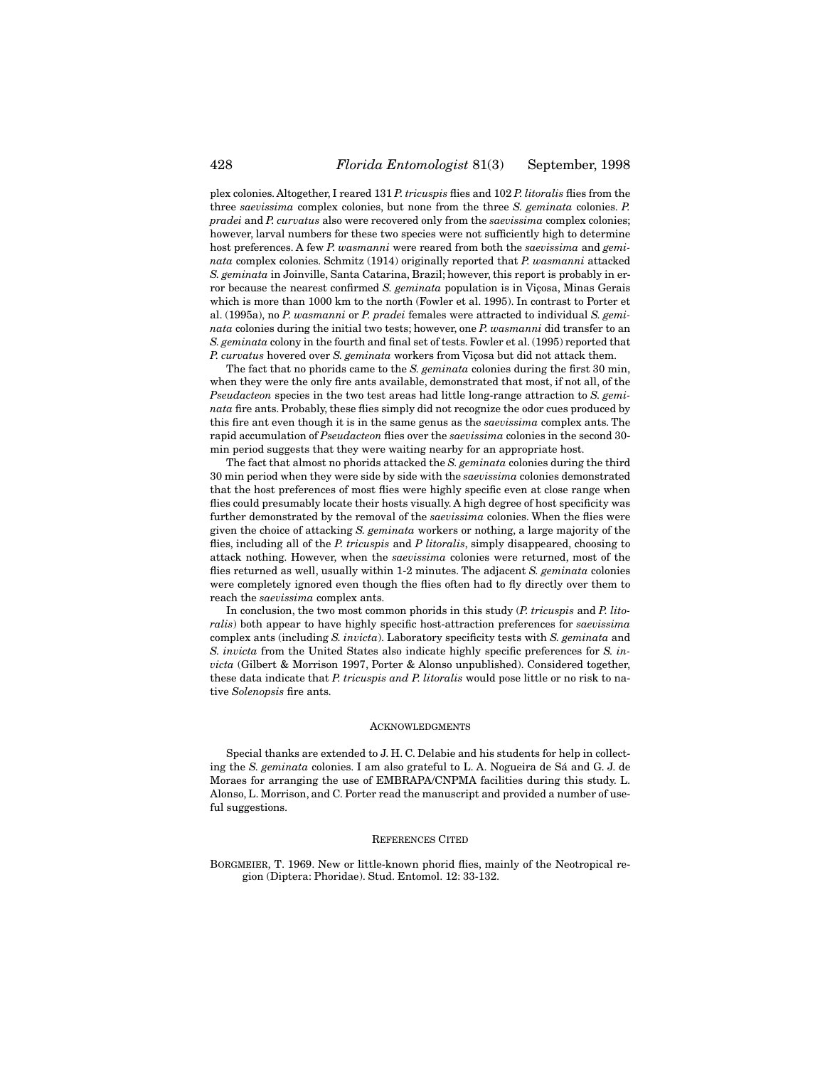plex colonies. Altogether, I reared 131 *P. tricuspis* flies and 102 *P. litoralis* flies from the three *saevissima* complex colonies, but none from the three *S. geminata* colonies. *P. pradei* and *P. curvatus* also were recovered only from the *saevissima* complex colonies; however, larval numbers for these two species were not sufficiently high to determine host preferences. A few *P. wasmanni* were reared from both the *saevissima* and *geminata* complex colonies. Schmitz (1914) originally reported that *P. wasmanni* attacked *S. geminata* in Joinville, Santa Catarina, Brazil; however, this report is probably in error because the nearest confirmed *S. geminata* population is in Viçosa, Minas Gerais which is more than 1000 km to the north (Fowler et al. 1995). In contrast to Porter et al. (1995a), no *P. wasmanni* or *P. pradei* females were attracted to individual *S. geminata* colonies during the initial two tests; however, one *P. wasmanni* did transfer to an *S. geminata* colony in the fourth and final set of tests. Fowler et al. (1995) reported that *P. curvatus* hovered over *S. geminata* workers from Viçosa but did not attack them.

The fact that no phorids came to the *S. geminata* colonies during the first 30 min, when they were the only fire ants available, demonstrated that most, if not all, of the *Pseudacteon* species in the two test areas had little long-range attraction to *S. geminata* fire ants. Probably, these flies simply did not recognize the odor cues produced by this fire ant even though it is in the same genus as the *saevissima* complex ants. The rapid accumulation of *Pseudacteon* flies over the *saevissima* colonies in the second 30-min period suggests that they were waiting nearby for an appropriate host.

The fact that almost no phorids attacked the *S. geminata* colonies during the third 30 min period when they were side by side with the *saevissima* colonies demonstrated that the host preferences of most flies were highly specific even at close range when flies could presumably locate their hosts visually. A high degree of host specificity was further demonstrated by the removal of the *saevissima* colonies. When the flies were given the choice of attacking *S. geminata* workers or nothing, a large majority of the flies, including all of the *P. tricuspis* and *P litoralis*, simply disappeared, choosing to attack nothing. However, when the *saevissima* colonies were returned, most of the flies returned as well, usually within 1-2 minutes. The adjacent *S. geminata* colonies were completely ignored even though the flies often had to fly directly over them to reach the *saevissima* complex ants.

In conclusion, the two most common phorids in this study (*P. tricuspis* and *P. litoralis*) both appear to have highly specific host-attraction preferences for *saevissima* complex ants (including *S. invicta*). Laboratory specificity tests with *S. geminata* and *S. invicta* from the United States also indicate highly specific preferences for *S. invicta* (Gilbert & Morrison 1997, Porter & Alonso unpublished). Considered together, these data indicate that *P. tricuspis and P. litoralis* would pose little or no risk to native *Solenopsis* fire ants.

## Acknowledgments

Special thanks are extended to J. H. C. Delabie and his students for help in collecting the *S. geminata* colonies. I am also grateful to L. A. Nogueira de Sá and G. J. de Moraes for arranging the use of EMBRAPA/CNPMA facilities during this study. L. Alonso, L. Morrison, and C. Porter read the manuscript and provided a number of useful suggestions.

## References Cited

Borgmeier, T. 1969. New or little-known phorid flies, mainly of the Neotropical region (Diptera: Phoridae). Stud. Entomol. 12: 33-132.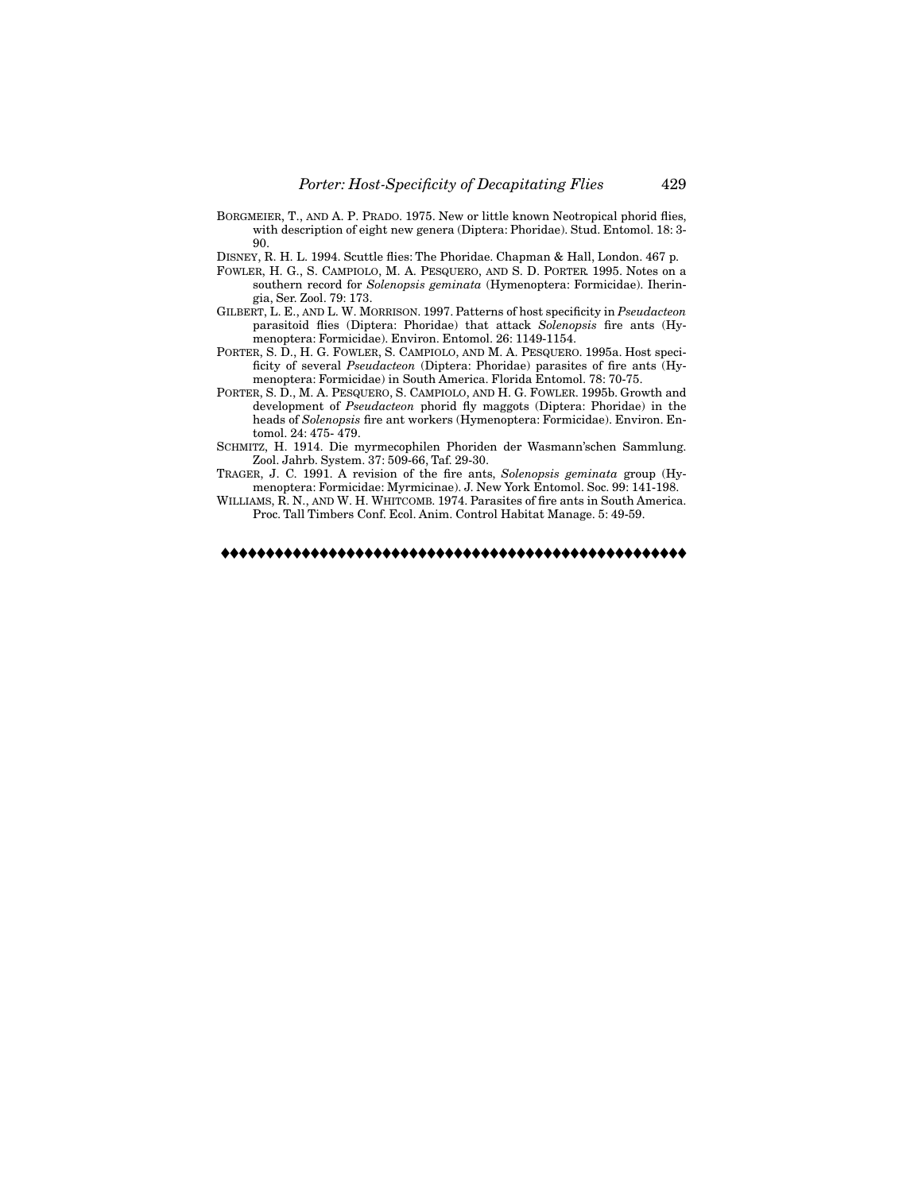BORGMEIER, T., AND A. P. PRADO. 1975. New or little known Neotropical phorid flies, with description of eight new genera (Diptera: Phoridae). Stud. Entomol. 18: 3-90.

DISNEY, R. H. L. 1994. Scuttle flies: The Phoridae. Chapman & Hall, London. 467 p.

FOWLER, H. G., S. CAMPIOLO, M. A. PESQUERO, AND S. D. PORTER. 1995. Notes on a southern record for *Solenopsis geminata* (Hymenoptera: Formicidae). Iheringia, Ser. Zool. 79: 173.

GILBERT, L. E., AND L. W. MORRISON. 1997. Patterns of host specificity in *Pseudacteon* parasitoid flies (Diptera: Phoridae) that attack *Solenopsis* fire ants (Hymenoptera: Formicidae). Environ. Entomol. 26: 1149-1154.

PORTER, S. D., H. G. FOWLER, S. CAMPIOLO, AND M. A. PESQUERO. 1995a. Host specificity of several *Pseudacteon* (Diptera: Phoridae) parasites of fire ants (Hymenoptera: Formicidae) in South America. Florida Entomol. 78: 70-75.

PORTER, S. D., M. A. PESQUERO, S. CAMPIOLO, AND H. G. FOWLER. 1995b. Growth and development of *Pseudacteon* phorid fly maggots (Diptera: Phoridae) in the heads of *Solenopsis* fire ant workers (Hymenoptera: Formicidae). Environ. Entomol. 24: 475- 479.

SCHMITZ, H. 1914. Die myrmecophilen Phoriden der Wasmann'schen Sammlung. Zool. Jahrb. System. 37: 509-66, Taf. 29-30.

TRAGER, J. C. 1991. A revision of the fire ants, *Solenopsis geminata* group (Hymenoptera: Formicidae: Myrmicinae). J. New York Entomol. Soc. 99: 141-198.

WILLIAMS, R. N., AND W. H. WHITCOMB. 1974. Parasites of fire ants in South America. Proc. Tall Timbers Conf. Ecol. Anim. Control Habitat Manage. 5: 49-59.